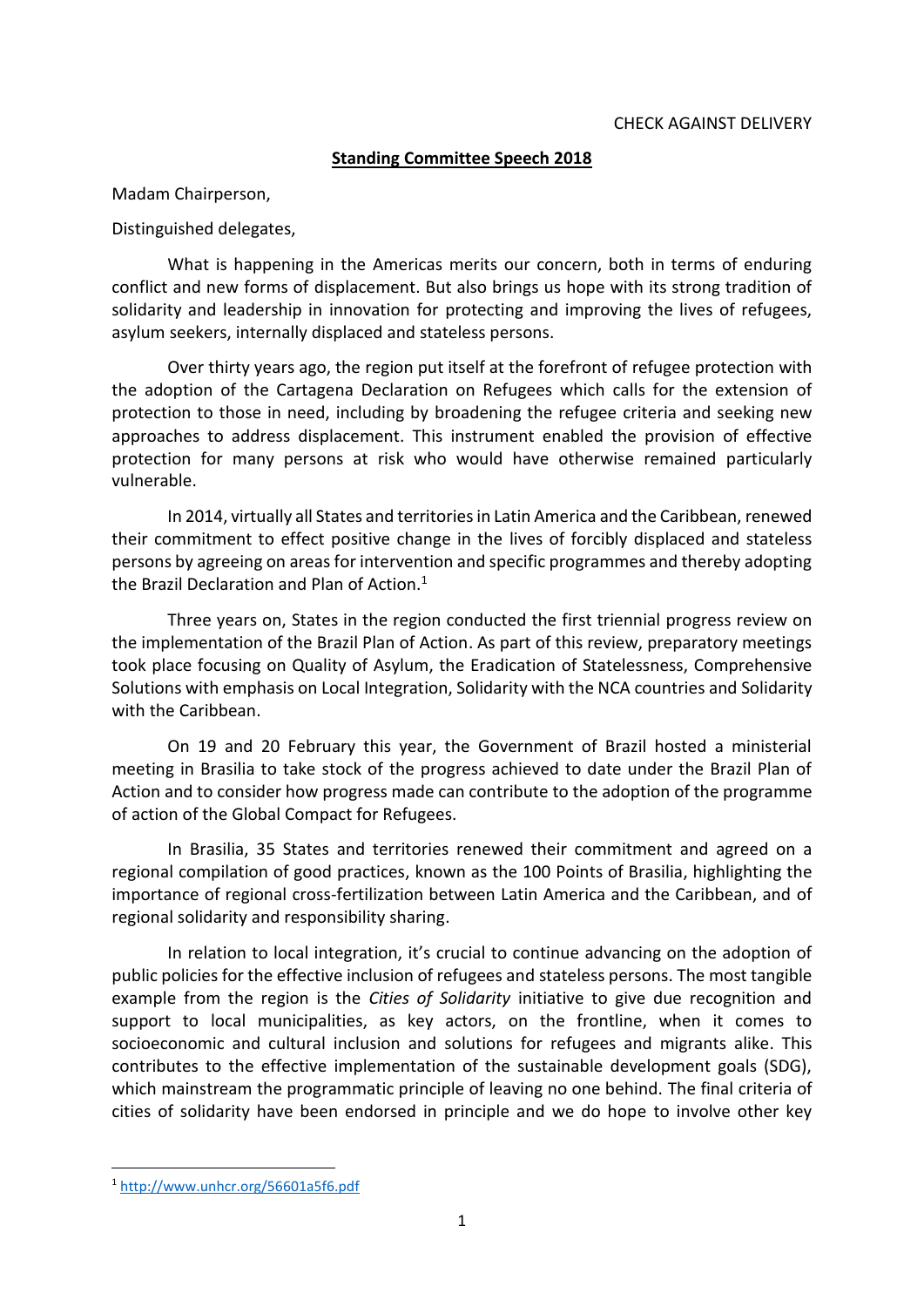CHECK AGAINST DELIVERY

**Standing Committee Speech 2018**

Madam Chairperson,

Distinguished delegates,

What is happening in the Americas merits our concern, both in terms of enduring conflict and new forms of displacement. But also brings us hope with its strong tradition of solidarity and leadership in innovation for protecting and improving the lives of refugees, asylum seekers, internally displaced and stateless persons.

Over thirty years ago, the region put itself at the forefront of refugee protection with the adoption of the Cartagena Declaration on Refugees which calls for the extension of protection to those in need, including by broadening the refugee criteria and seeking new approaches to address displacement. This instrument enabled the provision of effective protection for many persons at risk who would have otherwise remained particularly vulnerable.

In 2014, virtually all States and territories in Latin America and the Caribbean, renewed their commitment to effect positive change in the lives of forcibly displaced and stateless persons by agreeing on areas for intervention and specific programmes and thereby adopting the Brazil Declaration and Plan of Action.[1]

Three years on, States in the region conducted the first triennial progress review on the implementation of the Brazil Plan of Action. As part of this review, preparatory meetings took place focusing on Quality of Asylum, the Eradication of Statelessness, Comprehensive Solutions with emphasis on Local Integration, Solidarity with the NCA countries and Solidarity with the Caribbean.

On 19 and 20 February this year, the Government of Brazil hosted a ministerial meeting in Brasilia to take stock of the progress achieved to date under the Brazil Plan of Action and to consider how progress made can contribute to the adoption of the programme of action of the Global Compact for Refugees.

In Brasilia, 35 States and territories renewed their commitment and agreed on a regional compilation of good practices, known as the 100 Points of Brasilia, highlighting the importance of regional cross-fertilization between Latin America and the Caribbean, and of regional solidarity and responsibility sharing.

In relation to local integration, it's crucial to continue advancing on the adoption of public policies for the effective inclusion of refugees and stateless persons. The most tangible example from the region is the *Cities of Solidarity* initiative to give due recognition and support to local municipalities, as key actors, on the frontline, when it comes to socioeconomic and cultural inclusion and solutions for refugees and migrants alike. This contributes to the effective implementation of the sustainable development goals (SDG), which mainstream the programmatic principle of leaving no one behind. The final criteria of cities of solidarity have been endorsed in principle and we do hope to involve other key

[1] http://www.unhcr.org/56601a5f6.pdf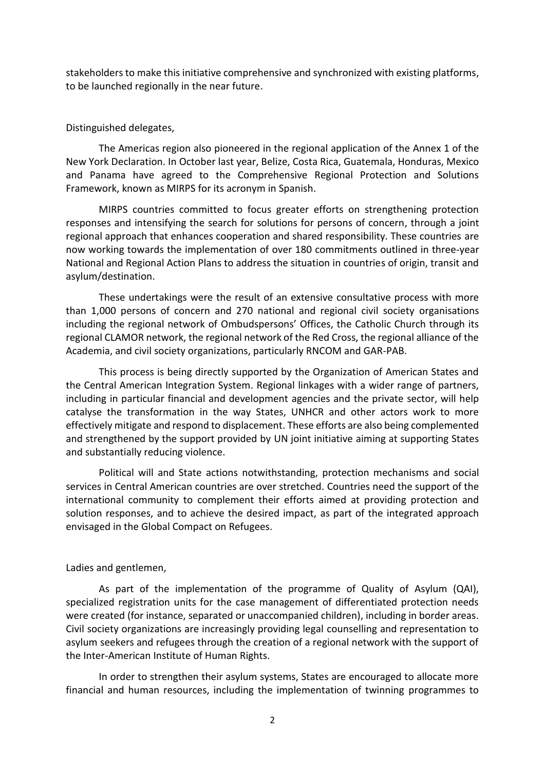stakeholders to make this initiative comprehensive and synchronized with existing platforms, to be launched regionally in the near future.

Distinguished delegates,

The Americas region also pioneered in the regional application of the Annex 1 of the New York Declaration. In October last year, Belize, Costa Rica, Guatemala, Honduras, Mexico and Panama have agreed to the Comprehensive Regional Protection and Solutions Framework, known as MIRPS for its acronym in Spanish.

MIRPS countries committed to focus greater efforts on strengthening protection responses and intensifying the search for solutions for persons of concern, through a joint regional approach that enhances cooperation and shared responsibility. These countries are now working towards the implementation of over 180 commitments outlined in three-year National and Regional Action Plans to address the situation in countries of origin, transit and asylum/destination.

These undertakings were the result of an extensive consultative process with more than 1,000 persons of concern and 270 national and regional civil society organisations including the regional network of Ombudspersons' Offices, the Catholic Church through its regional CLAMOR network, the regional network of the Red Cross, the regional alliance of the Academia, and civil society organizations, particularly RNCOM and GAR-PAB.

This process is being directly supported by the Organization of American States and the Central American Integration System. Regional linkages with a wider range of partners, including in particular financial and development agencies and the private sector, will help catalyse the transformation in the way States, UNHCR and other actors work to more effectively mitigate and respond to displacement. These efforts are also being complemented and strengthened by the support provided by UN joint initiative aiming at supporting States and substantially reducing violence.

Political will and State actions notwithstanding, protection mechanisms and social services in Central American countries are over stretched. Countries need the support of the international community to complement their efforts aimed at providing protection and solution responses, and to achieve the desired impact, as part of the integrated approach envisaged in the Global Compact on Refugees.

Ladies and gentlemen,

As part of the implementation of the programme of Quality of Asylum (QAI), specialized registration units for the case management of differentiated protection needs were created (for instance, separated or unaccompanied children), including in border areas. Civil society organizations are increasingly providing legal counselling and representation to asylum seekers and refugees through the creation of a regional network with the support of the Inter-American Institute of Human Rights.

In order to strengthen their asylum systems, States are encouraged to allocate more financial and human resources, including the implementation of twinning programmes to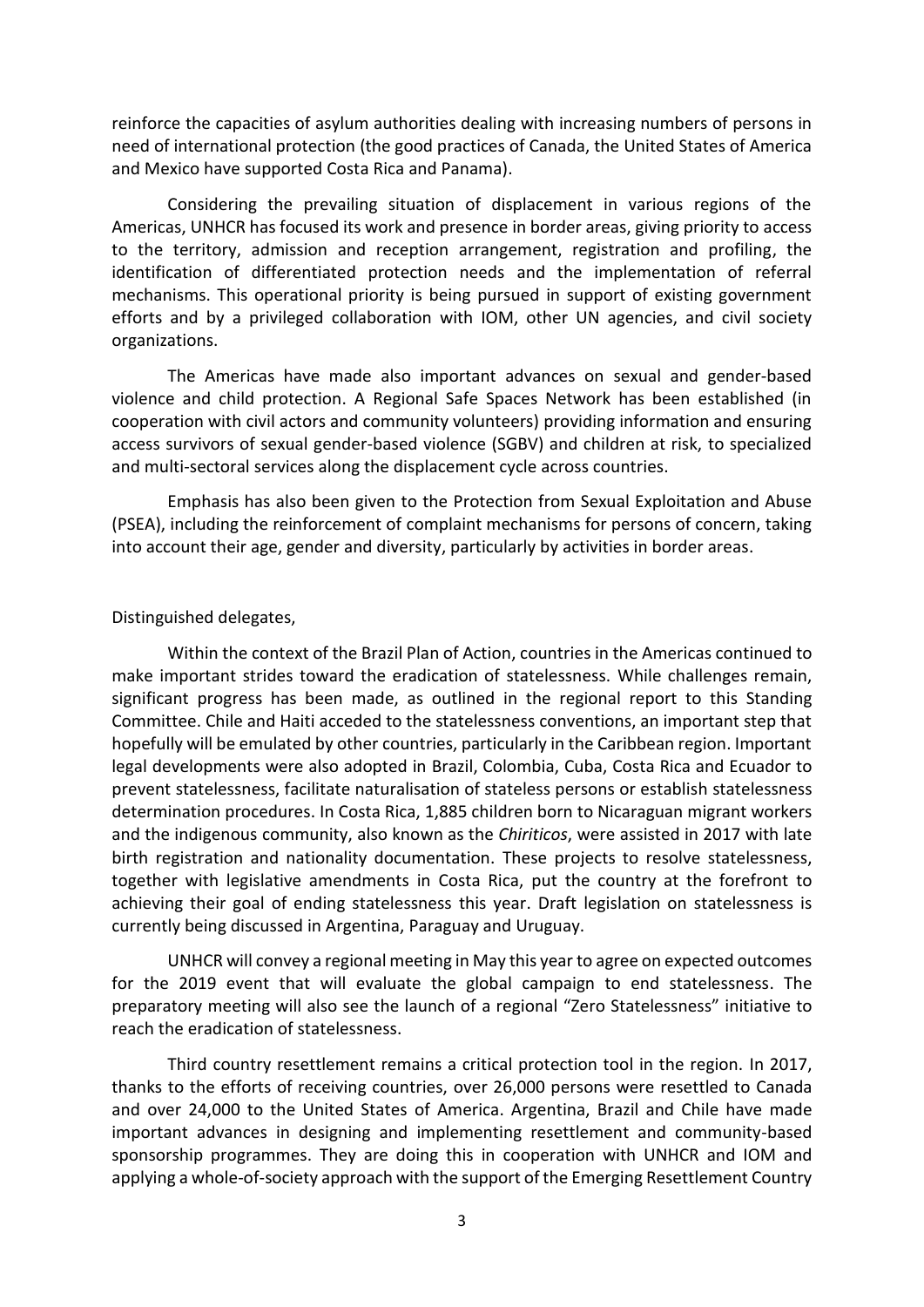reinforce the capacities of asylum authorities dealing with increasing numbers of persons in need of international protection (the good practices of Canada, the United States of America and Mexico have supported Costa Rica and Panama).

Considering the prevailing situation of displacement in various regions of the Americas, UNHCR has focused its work and presence in border areas, giving priority to access to the territory, admission and reception arrangement, registration and profiling, the identification of differentiated protection needs and the implementation of referral mechanisms. This operational priority is being pursued in support of existing government efforts and by a privileged collaboration with IOM, other UN agencies, and civil society organizations.

The Americas have made also important advances on sexual and gender-based violence and child protection. A Regional Safe Spaces Network has been established (in cooperation with civil actors and community volunteers) providing information and ensuring access survivors of sexual gender-based violence (SGBV) and children at risk, to specialized and multi-sectoral services along the displacement cycle across countries.

Emphasis has also been given to the Protection from Sexual Exploitation and Abuse (PSEA), including the reinforcement of complaint mechanisms for persons of concern, taking into account their age, gender and diversity, particularly by activities in border areas.

Distinguished delegates,

Within the context of the Brazil Plan of Action, countries in the Americas continued to make important strides toward the eradication of statelessness. While challenges remain, significant progress has been made, as outlined in the regional report to this Standing Committee. Chile and Haiti acceded to the statelessness conventions, an important step that hopefully will be emulated by other countries, particularly in the Caribbean region. Important legal developments were also adopted in Brazil, Colombia, Cuba, Costa Rica and Ecuador to prevent statelessness, facilitate naturalisation of stateless persons or establish statelessness determination procedures. In Costa Rica, 1,885 children born to Nicaraguan migrant workers and the indigenous community, also known as the *Chiriticos*, were assisted in 2017 with late birth registration and nationality documentation. These projects to resolve statelessness, together with legislative amendments in Costa Rica, put the country at the forefront to achieving their goal of ending statelessness this year. Draft legislation on statelessness is currently being discussed in Argentina, Paraguay and Uruguay.

UNHCR will convey a regional meeting in May this year to agree on expected outcomes for the 2019 event that will evaluate the global campaign to end statelessness. The preparatory meeting will also see the launch of a regional "Zero Statelessness" initiative to reach the eradication of statelessness.

Third country resettlement remains a critical protection tool in the region. In 2017, thanks to the efforts of receiving countries, over 26,000 persons were resettled to Canada and over 24,000 to the United States of America. Argentina, Brazil and Chile have made important advances in designing and implementing resettlement and community-based sponsorship programmes. They are doing this in cooperation with UNHCR and IOM and applying a whole-of-society approach with the support of the Emerging Resettlement Country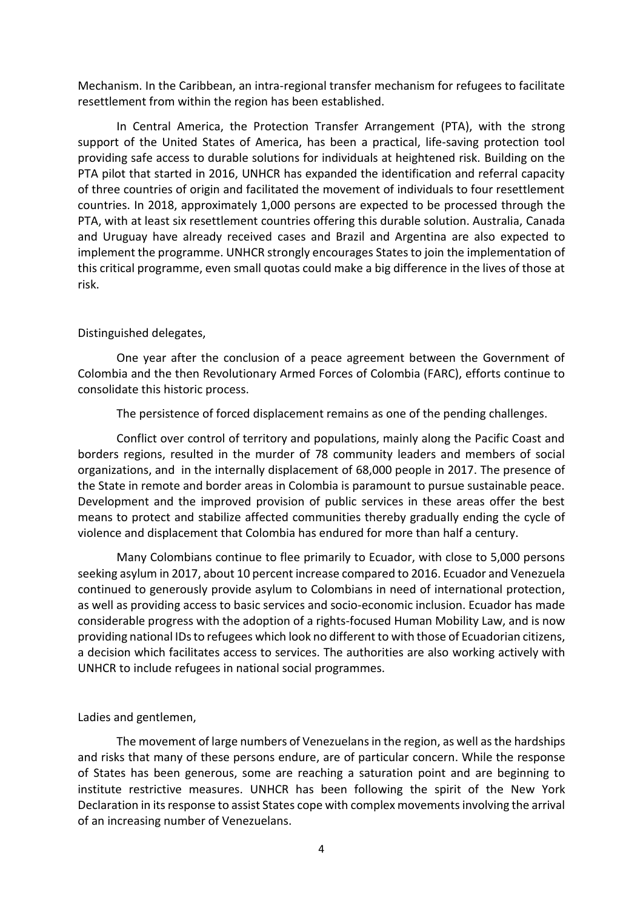Mechanism. In the Caribbean, an intra-regional transfer mechanism for refugees to facilitate resettlement from within the region has been established.

In Central America, the Protection Transfer Arrangement (PTA), with the strong support of the United States of America, has been a practical, life-saving protection tool providing safe access to durable solutions for individuals at heightened risk. Building on the PTA pilot that started in 2016, UNHCR has expanded the identification and referral capacity of three countries of origin and facilitated the movement of individuals to four resettlement countries. In 2018, approximately 1,000 persons are expected to be processed through the PTA, with at least six resettlement countries offering this durable solution. Australia, Canada and Uruguay have already received cases and Brazil and Argentina are also expected to implement the programme. UNHCR strongly encourages States to join the implementation of this critical programme, even small quotas could make a big difference in the lives of those at risk.

Distinguished delegates,

One year after the conclusion of a peace agreement between the Government of Colombia and the then Revolutionary Armed Forces of Colombia (FARC), efforts continue to consolidate this historic process.

The persistence of forced displacement remains as one of the pending challenges.

Conflict over control of territory and populations, mainly along the Pacific Coast and borders regions, resulted in the murder of 78 community leaders and members of social organizations, and in the internally displacement of 68,000 people in 2017. The presence of the State in remote and border areas in Colombia is paramount to pursue sustainable peace. Development and the improved provision of public services in these areas offer the best means to protect and stabilize affected communities thereby gradually ending the cycle of violence and displacement that Colombia has endured for more than half a century.

Many Colombians continue to flee primarily to Ecuador, with close to 5,000 persons seeking asylum in 2017, about 10 percent increase compared to 2016. Ecuador and Venezuela continued to generously provide asylum to Colombians in need of international protection, as well as providing access to basic services and socio-economic inclusion. Ecuador has made considerable progress with the adoption of a rights-focused Human Mobility Law, and is now providing national IDs to refugees which look no different to with those of Ecuadorian citizens, a decision which facilitates access to services. The authorities are also working actively with UNHCR to include refugees in national social programmes.

Ladies and gentlemen,

The movement of large numbers of Venezuelans in the region, as well as the hardships and risks that many of these persons endure, are of particular concern. While the response of States has been generous, some are reaching a saturation point and are beginning to institute restrictive measures. UNHCR has been following the spirit of the New York Declaration in its response to assist States cope with complex movements involving the arrival of an increasing number of Venezuelans.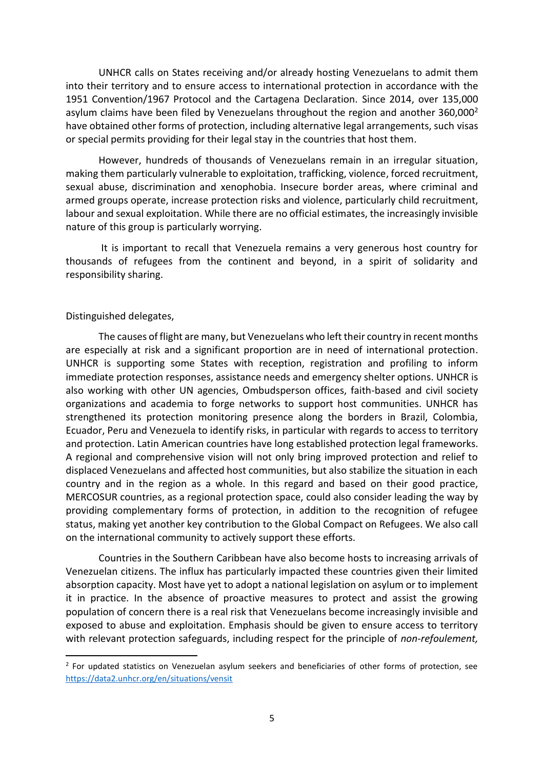UNHCR calls on States receiving and/or already hosting Venezuelans to admit them into their territory and to ensure access to international protection in accordance with the 1951 Convention/1967 Protocol and the Cartagena Declaration. Since 2014, over 135,000 asylum claims have been filed by Venezuelans throughout the region and another 360,000[2] have obtained other forms of protection, including alternative legal arrangements, such visas or special permits providing for their legal stay in the countries that host them.

However, hundreds of thousands of Venezuelans remain in an irregular situation, making them particularly vulnerable to exploitation, trafficking, violence, forced recruitment, sexual abuse, discrimination and xenophobia. Insecure border areas, where criminal and armed groups operate, increase protection risks and violence, particularly child recruitment, labour and sexual exploitation. While there are no official estimates, the increasingly invisible nature of this group is particularly worrying.

It is important to recall that Venezuela remains a very generous host country for thousands of refugees from the continent and beyond, in a spirit of solidarity and responsibility sharing.

Distinguished delegates,

The causes of flight are many, but Venezuelans who left their country in recent months are especially at risk and a significant proportion are in need of international protection. UNHCR is supporting some States with reception, registration and profiling to inform immediate protection responses, assistance needs and emergency shelter options. UNHCR is also working with other UN agencies, Ombudsperson offices, faith-based and civil society organizations and academia to forge networks to support host communities. UNHCR has strengthened its protection monitoring presence along the borders in Brazil, Colombia, Ecuador, Peru and Venezuela to identify risks, in particular with regards to access to territory and protection. Latin American countries have long established protection legal frameworks. A regional and comprehensive vision will not only bring improved protection and relief to displaced Venezuelans and affected host communities, but also stabilize the situation in each country and in the region as a whole. In this regard and based on their good practice, MERCOSUR countries, as a regional protection space, could also consider leading the way by providing complementary forms of protection, in addition to the recognition of refugee status, making yet another key contribution to the Global Compact on Refugees. We also call on the international community to actively support these efforts.

Countries in the Southern Caribbean have also become hosts to increasing arrivals of Venezuelan citizens. The influx has particularly impacted these countries given their limited absorption capacity. Most have yet to adopt a national legislation on asylum or to implement it in practice. In the absence of proactive measures to protect and assist the growing population of concern there is a real risk that Venezuelans become increasingly invisible and exposed to abuse and exploitation. Emphasis should be given to ensure access to territory with relevant protection safeguards, including respect for the principle of *non-refoulement,*

[2] For updated statistics on Venezuelan asylum seekers and beneficiaries of other forms of protection, see https://data2.unhcr.org/en/situations/vensit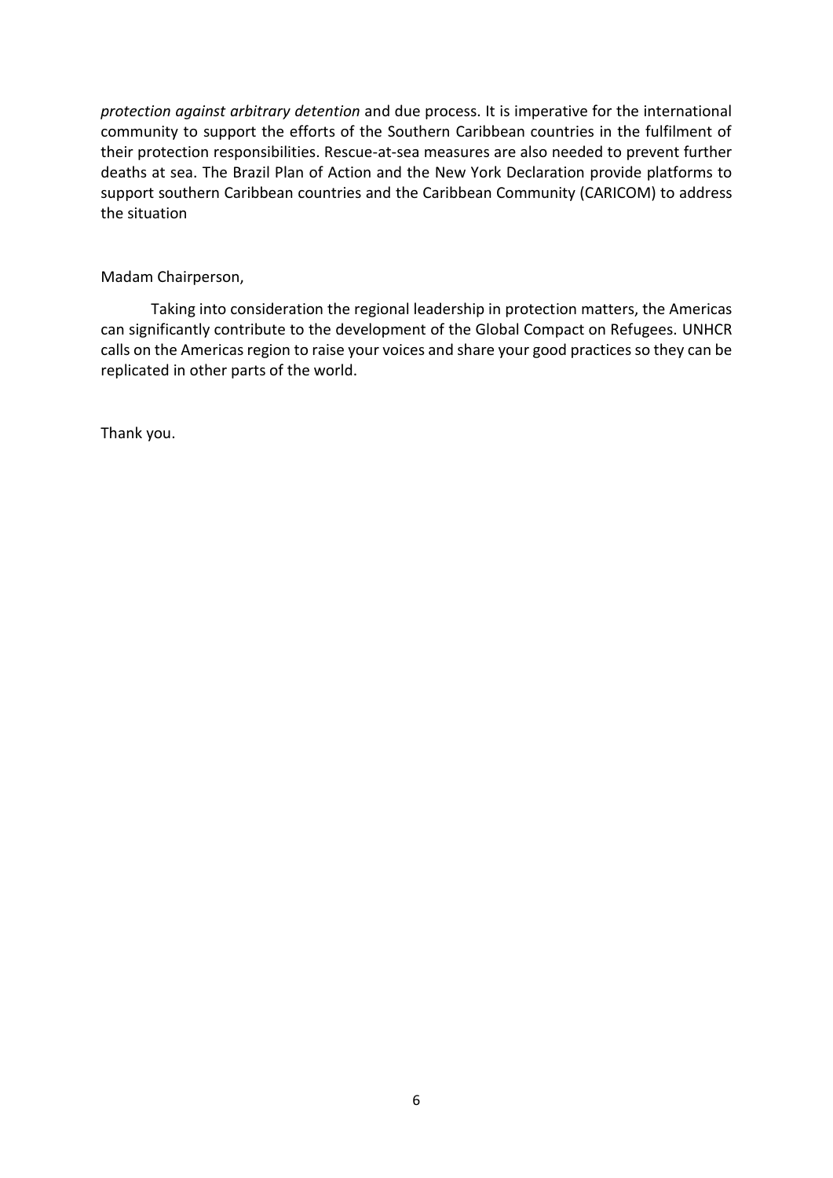*protection against arbitrary detention* and due process. It is imperative for the international community to support the efforts of the Southern Caribbean countries in the fulfilment of their protection responsibilities. Rescue-at-sea measures are also needed to prevent further deaths at sea. The Brazil Plan of Action and the New York Declaration provide platforms to support southern Caribbean countries and the Caribbean Community (CARICOM) to address the situation

Madam Chairperson,

Taking into consideration the regional leadership in protection matters, the Americas can significantly contribute to the development of the Global Compact on Refugees. UNHCR calls on the Americas region to raise your voices and share your good practices so they can be replicated in other parts of the world.

Thank you.